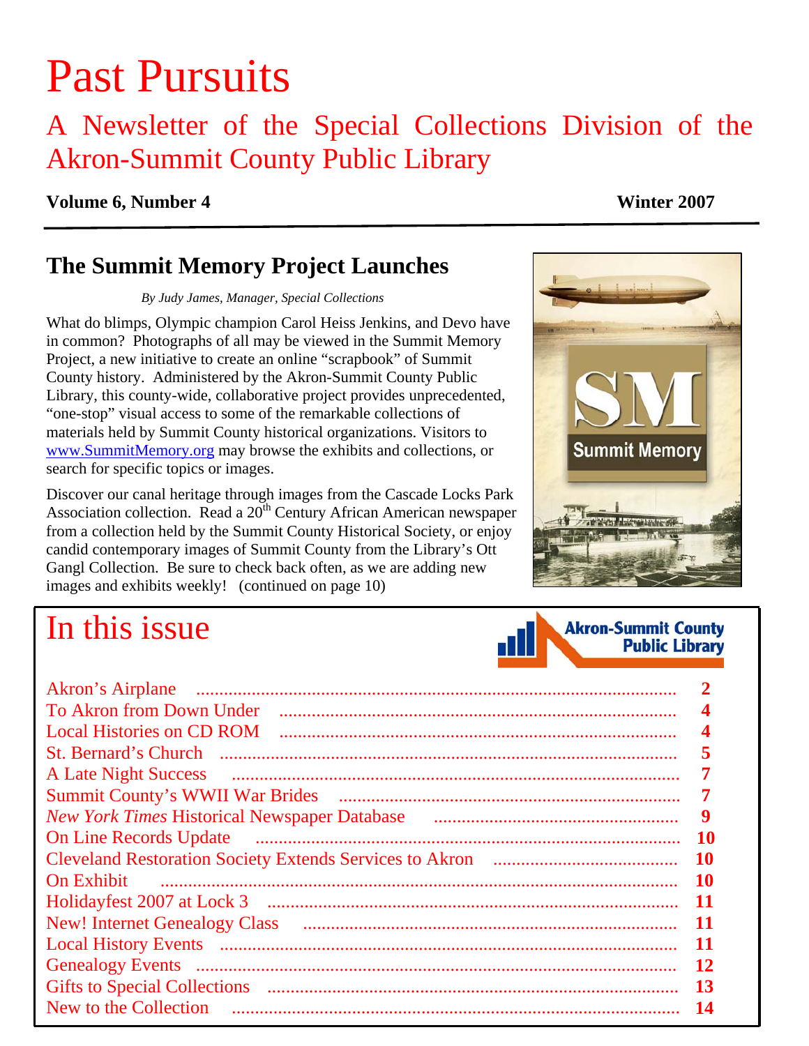# Past Pursuits

## A Newsletter of the Special Collections Division of the Akron-Summit County Public Library

**Volume 6, Number 4** **Winter 2007**

## The Summit Memory Project Launches

*By Judy James, Manager, Special Collections*

What do blimps, Olympic champion Carol Heiss Jenkins, and Devo have in common? Photographs of all may be viewed in the Summit Memory Project, a new initiative to create an online "scrapbook" of Summit County history. Administered by the Akron-Summit County Public Library, this county-wide, collaborative project provides unprecedented, "one-stop" visual access to some of the remarkable collections of materials held by Summit County historical organizations. Visitors to www.SummitMemory.org may browse the exhibits and collections, or search for specific topics or images.

Discover our canal heritage through images from the Cascade Locks Park Association collection. Read a 20th Century African American newspaper from a collection held by the Summit County Historical Society, or enjoy candid contemporary images of Summit County from the Library's Ott Gangl Collection. Be sure to check back often, as we are adding new images and exhibits weekly! (continued on page 10)

SM
Summit Memory

## In this issue

Akron-Summit County Public Library

| | |
|---|---|
| Akron's Airplane | 2 |
| To Akron from Down Under | 4 |
| Local Histories on CD ROM | 4 |
| St. Bernard's Church | 5 |
| A Late Night Success | 7 |
| Summit County's WWII War Brides | 7 |
| *New York Times* Historical Newspaper Database | 9 |
| On Line Records Update | 10 |
| Cleveland Restoration Society Extends Services to Akron | 10 |
| On Exhibit | 10 |
| Holidayfest 2007 at Lock 3 | 11 |
| New! Internet Genealogy Class | 11 |
| Local History Events | 11 |
| Genealogy Events | 12 |
| Gifts to Special Collections | 13 |
| New to the Collection | 14 |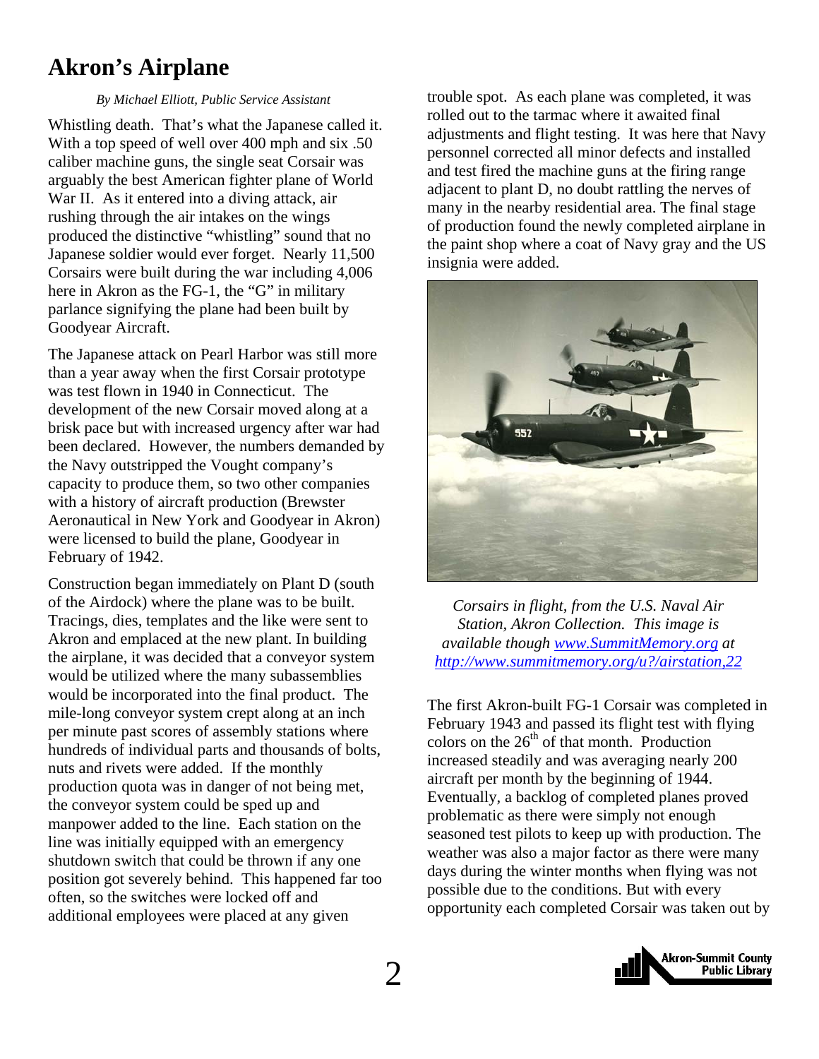# Akron's Airplane

*By Michael Elliott, Public Service Assistant*

Whistling death. That's what the Japanese called it. With a top speed of well over 400 mph and six .50 caliber machine guns, the single seat Corsair was arguably the best American fighter plane of World War II. As it entered into a diving attack, air rushing through the air intakes on the wings produced the distinctive "whistling" sound that no Japanese soldier would ever forget. Nearly 11,500 Corsairs were built during the war including 4,006 here in Akron as the FG-1, the "G" in military parlance signifying the plane had been built by Goodyear Aircraft.

The Japanese attack on Pearl Harbor was still more than a year away when the first Corsair prototype was test flown in 1940 in Connecticut. The development of the new Corsair moved along at a brisk pace but with increased urgency after war had been declared. However, the numbers demanded by the Navy outstripped the Vought company's capacity to produce them, so two other companies with a history of aircraft production (Brewster Aeronautical in New York and Goodyear in Akron) were licensed to build the plane, Goodyear in February of 1942.

Construction began immediately on Plant D (south of the Airdock) where the plane was to be built. Tracings, dies, templates and the like were sent to Akron and emplaced at the new plant. In building the airplane, it was decided that a conveyor system would be utilized where the many subassemblies would be incorporated into the final product. The mile-long conveyor system crept along at an inch per minute past scores of assembly stations where hundreds of individual parts and thousands of bolts, nuts and rivets were added. If the monthly production quota was in danger of not being met, the conveyor system could be sped up and manpower added to the line. Each station on the line was initially equipped with an emergency shutdown switch that could be thrown if any one position got severely behind. This happened far too often, so the switches were locked off and additional employees were placed at any given trouble spot. As each plane was completed, it was rolled out to the tarmac where it awaited final adjustments and flight testing. It was here that Navy personnel corrected all minor defects and installed and test fired the machine guns at the firing range adjacent to plant D, no doubt rattling the nerves of many in the nearby residential area. The final stage of production found the newly completed airplane in the paint shop where a coat of Navy gray and the US insignia were added.

*Corsairs in flight, from the U.S. Naval Air Station, Akron Collection. This image is available though [www.SummitMemory.org](www.SummitMemory.org) at [http://www.summitmemory.org/u?/airstation,22](http://www.summitmemory.org/u?/airstation,22)*

The first Akron-built FG-1 Corsair was completed in February 1943 and passed its flight test with flying colors on the 26th of that month. Production increased steadily and was averaging nearly 200 aircraft per month by the beginning of 1944. Eventually, a backlog of completed planes proved problematic as there were simply not enough seasoned test pilots to keep up with production. The weather was also a major factor as there were many days during the winter months when flying was not possible due to the conditions. But with every opportunity each completed Corsair was taken out by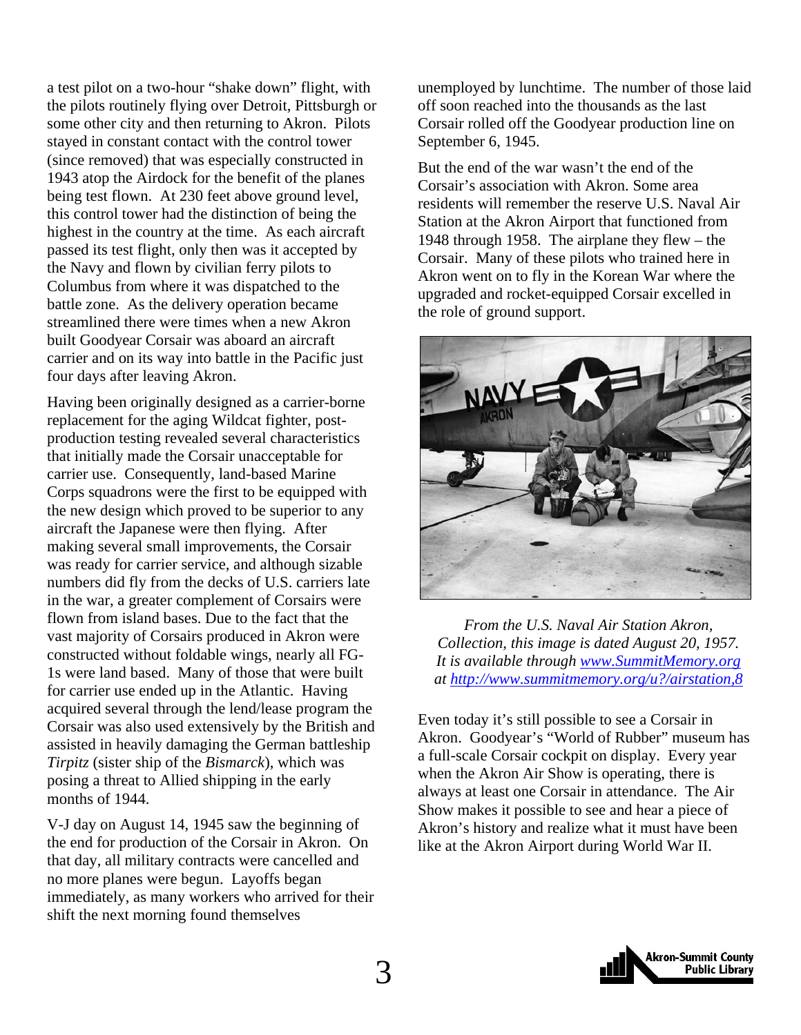a test pilot on a two-hour "shake down" flight, with the pilots routinely flying over Detroit, Pittsburgh or some other city and then returning to Akron. Pilots stayed in constant contact with the control tower (since removed) that was especially constructed in 1943 atop the Airdock for the benefit of the planes being test flown. At 230 feet above ground level, this control tower had the distinction of being the highest in the country at the time. As each aircraft passed its test flight, only then was it accepted by the Navy and flown by civilian ferry pilots to Columbus from where it was dispatched to the battle zone. As the delivery operation became streamlined there were times when a new Akron built Goodyear Corsair was aboard an aircraft carrier and on its way into battle in the Pacific just four days after leaving Akron.

Having been originally designed as a carrier-borne replacement for the aging Wildcat fighter, post-production testing revealed several characteristics that initially made the Corsair unacceptable for carrier use. Consequently, land-based Marine Corps squadrons were the first to be equipped with the new design which proved to be superior to any aircraft the Japanese were then flying. After making several small improvements, the Corsair was ready for carrier service, and although sizable numbers did fly from the decks of U.S. carriers late in the war, a greater complement of Corsairs were flown from island bases. Due to the fact that the vast majority of Corsairs produced in Akron were constructed without foldable wings, nearly all FG-1s were land based. Many of those that were built for carrier use ended up in the Atlantic. Having acquired several through the lend/lease program the Corsair was also used extensively by the British and assisted in heavily damaging the German battleship *Tirpitz* (sister ship of the *Bismarck*), which was posing a threat to Allied shipping in the early months of 1944.

V-J day on August 14, 1945 saw the beginning of the end for production of the Corsair in Akron. On that day, all military contracts were cancelled and no more planes were begun. Layoffs began immediately, as many workers who arrived for their shift the next morning found themselves unemployed by lunchtime. The number of those laid off soon reached into the thousands as the last Corsair rolled off the Goodyear production line on September 6, 1945.

But the end of the war wasn't the end of the Corsair's association with Akron. Some area residents will remember the reserve U.S. Naval Air Station at the Akron Airport that functioned from 1948 through 1958. The airplane they flew – the Corsair. Many of these pilots who trained here in Akron went on to fly in the Korean War where the upgraded and rocket-equipped Corsair excelled in the role of ground support.

*From the U.S. Naval Air Station Akron, Collection, this image is dated August 20, 1957. It is available through [www.SummitMemory.org](http://www.SummitMemory.org) at [http://www.summitmemory.org/u?/airstation,8](http://www.summitmemory.org/u?/airstation,8)*

Even today it's still possible to see a Corsair in Akron. Goodyear's "World of Rubber" museum has a full-scale Corsair cockpit on display. Every year when the Akron Air Show is operating, there is always at least one Corsair in attendance. The Air Show makes it possible to see and hear a piece of Akron's history and realize what it must have been like at the Akron Airport during World War II.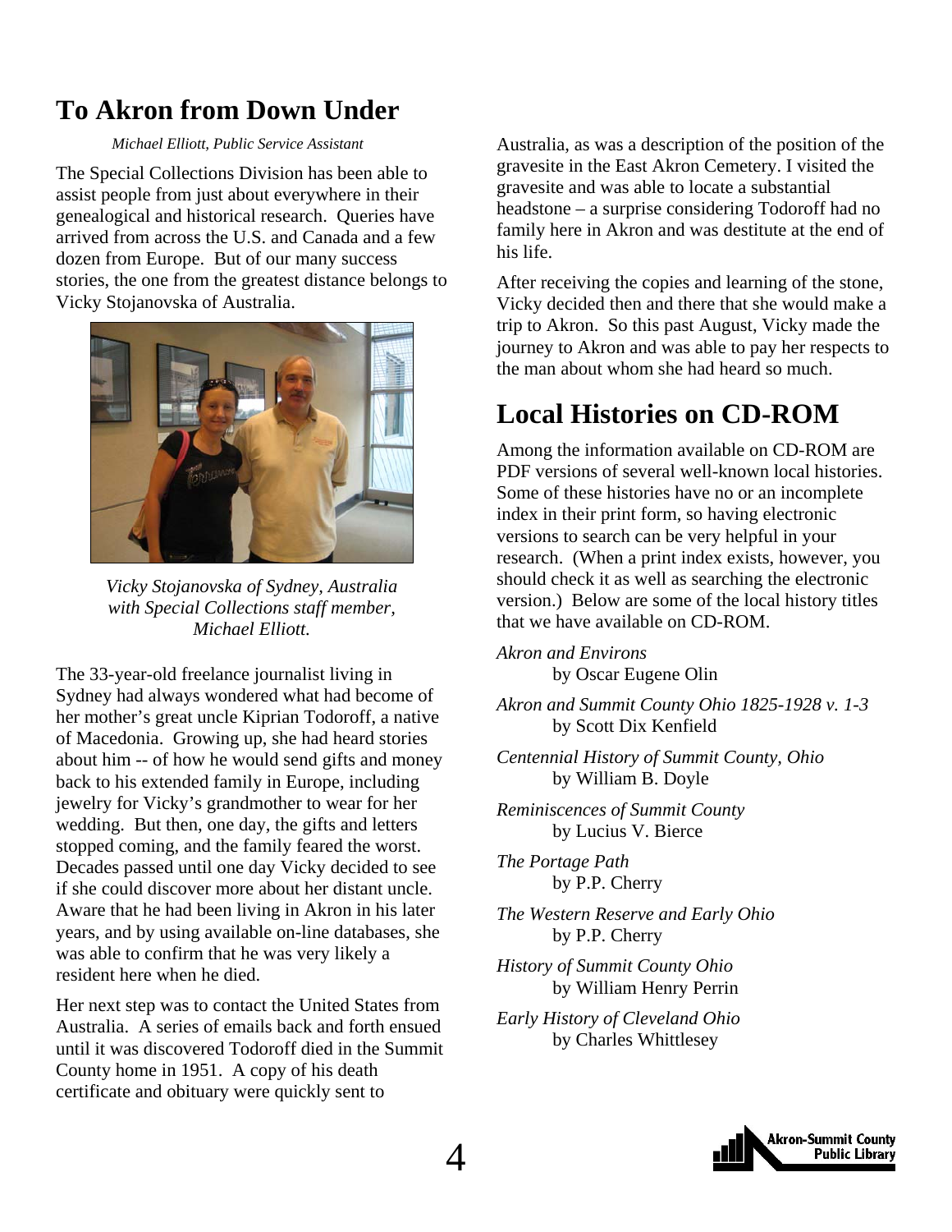## To Akron from Down Under

*Michael Elliott, Public Service Assistant*

The Special Collections Division has been able to assist people from just about everywhere in their genealogical and historical research. Queries have arrived from across the U.S. and Canada and a few dozen from Europe. But of our many success stories, the one from the greatest distance belongs to Vicky Stojanovska of Australia.

*Vicky Stojanovska of Sydney, Australia with Special Collections staff member, Michael Elliott.*

The 33-year-old freelance journalist living in Sydney had always wondered what had become of her mother's great uncle Kiprian Todoroff, a native of Macedonia. Growing up, she had heard stories about him -- of how he would send gifts and money back to his extended family in Europe, including jewelry for Vicky's grandmother to wear for her wedding. But then, one day, the gifts and letters stopped coming, and the family feared the worst. Decades passed until one day Vicky decided to see if she could discover more about her distant uncle. Aware that he had been living in Akron in his later years, and by using available on-line databases, she was able to confirm that he was very likely a resident here when he died.

Her next step was to contact the United States from Australia. A series of emails back and forth ensued until it was discovered Todoroff died in the Summit County home in 1951. A copy of his death certificate and obituary were quickly sent to Australia, as was a description of the position of the gravesite in the East Akron Cemetery. I visited the gravesite and was able to locate a substantial headstone – a surprise considering Todoroff had no family here in Akron and was destitute at the end of his life.

After receiving the copies and learning of the stone, Vicky decided then and there that she would make a trip to Akron. So this past August, Vicky made the journey to Akron and was able to pay her respects to the man about whom she had heard so much.

## Local Histories on CD-ROM

Among the information available on CD-ROM are PDF versions of several well-known local histories. Some of these histories have no or an incomplete index in their print form, so having electronic versions to search can be very helpful in your research. (When a print index exists, however, you should check it as well as searching the electronic version.) Below are some of the local history titles that we have available on CD-ROM.

*Akron and Environs*
by Oscar Eugene Olin

*Akron and Summit County Ohio 1825-1928 v. 1-3*
by Scott Dix Kenfield

*Centennial History of Summit County, Ohio*
by William B. Doyle

*Reminiscences of Summit County*
by Lucius V. Bierce

*The Portage Path*
by P.P. Cherry

*The Western Reserve and Early Ohio*
by P.P. Cherry

*History of Summit County Ohio*
by William Henry Perrin

*Early History of Cleveland Ohio*
by Charles Whittlesey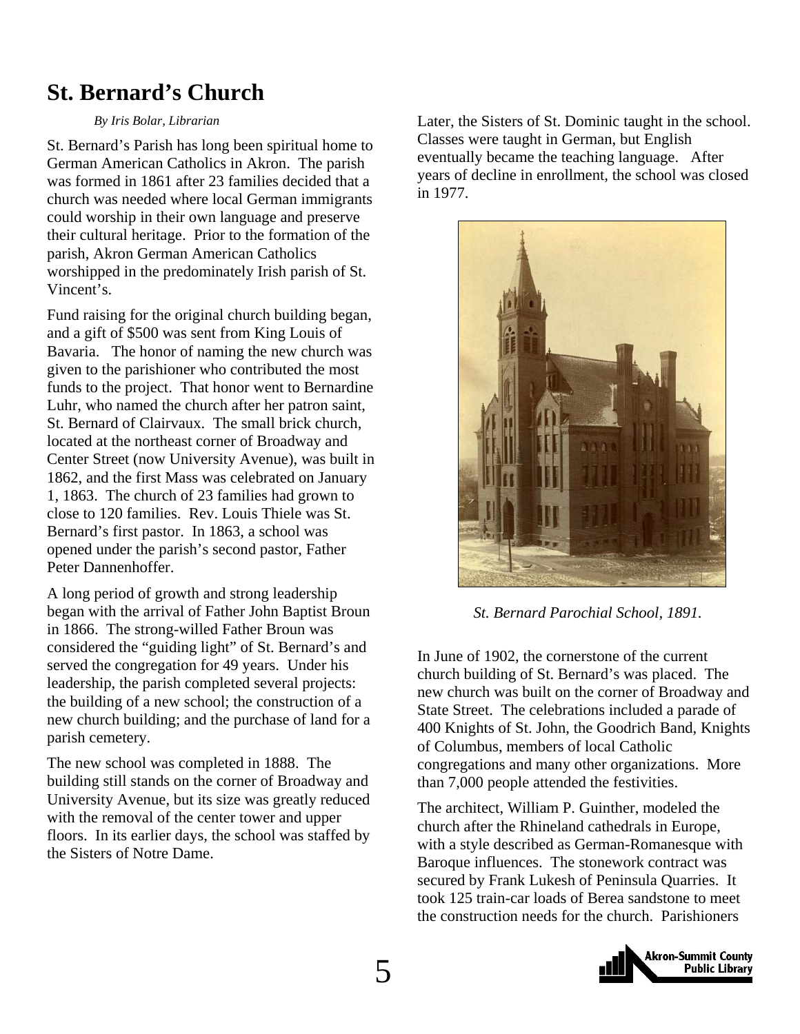# St. Bernard's Church

*By Iris Bolar, Librarian*

St. Bernard's Parish has long been spiritual home to German American Catholics in Akron. The parish was formed in 1861 after 23 families decided that a church was needed where local German immigrants could worship in their own language and preserve their cultural heritage. Prior to the formation of the parish, Akron German American Catholics worshipped in the predominately Irish parish of St. Vincent's.

Fund raising for the original church building began, and a gift of $500 was sent from King Louis of Bavaria. The honor of naming the new church was given to the parishioner who contributed the most funds to the project. That honor went to Bernardine Luhr, who named the church after her patron saint, St. Bernard of Clairvaux. The small brick church, located at the northeast corner of Broadway and Center Street (now University Avenue), was built in 1862, and the first Mass was celebrated on January 1, 1863. The church of 23 families had grown to close to 120 families. Rev. Louis Thiele was St. Bernard's first pastor. In 1863, a school was opened under the parish's second pastor, Father Peter Dannenhoffer.

A long period of growth and strong leadership began with the arrival of Father John Baptist Broun in 1866. The strong-willed Father Broun was considered the "guiding light" of St. Bernard's and served the congregation for 49 years. Under his leadership, the parish completed several projects: the building of a new school; the construction of a new church building; and the purchase of land for a parish cemetery.

The new school was completed in 1888. The building still stands on the corner of Broadway and University Avenue, but its size was greatly reduced with the removal of the center tower and upper floors. In its earlier days, the school was staffed by the Sisters of Notre Dame. Later, the Sisters of St. Dominic taught in the school. Classes were taught in German, but English eventually became the teaching language. After years of decline in enrollment, the school was closed in 1977.

*St. Bernard Parochial School, 1891.*

In June of 1902, the cornerstone of the current church building of St. Bernard's was placed. The new church was built on the corner of Broadway and State Street. The celebrations included a parade of 400 Knights of St. John, the Goodrich Band, Knights of Columbus, members of local Catholic congregations and many other organizations. More than 7,000 people attended the festivities.

The architect, William P. Guinther, modeled the church after the Rhineland cathedrals in Europe, with a style described as German-Romanesque with Baroque influences. The stonework contract was secured by Frank Lukesh of Peninsula Quarries. It took 125 train-car loads of Berea sandstone to meet the construction needs for the church. Parishioners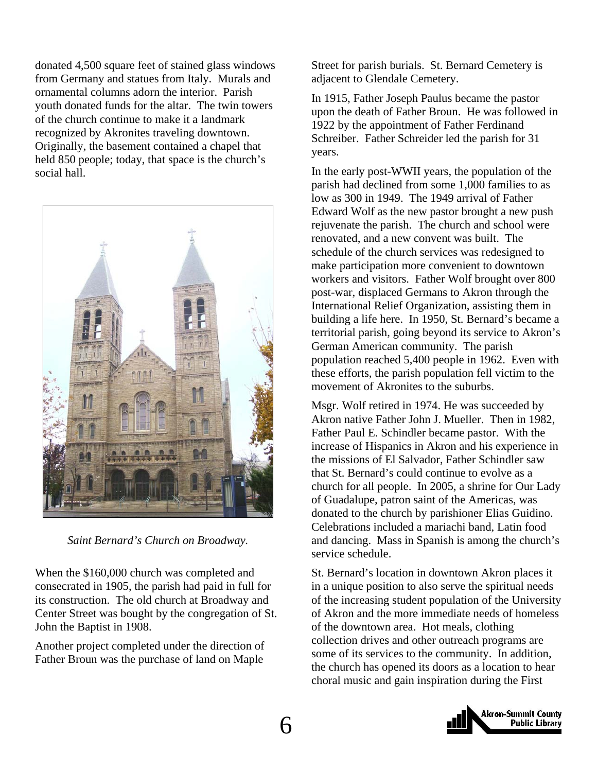donated 4,500 square feet of stained glass windows from Germany and statues from Italy. Murals and ornamental columns adorn the interior. Parish youth donated funds for the altar. The twin towers of the church continue to make it a landmark recognized by Akronites traveling downtown. Originally, the basement contained a chapel that held 850 people; today, that space is the church's social hall.

*Saint Bernard's Church on Broadway.*

When the $160,000 church was completed and consecrated in 1905, the parish had paid in full for its construction. The old church at Broadway and Center Street was bought by the congregation of St. John the Baptist in 1908.

Another project completed under the direction of Father Broun was the purchase of land on Maple Street for parish burials. St. Bernard Cemetery is adjacent to Glendale Cemetery.

In 1915, Father Joseph Paulus became the pastor upon the death of Father Broun. He was followed in 1922 by the appointment of Father Ferdinand Schreiber. Father Schreider led the parish for 31 years.

In the early post-WWII years, the population of the parish had declined from some 1,000 families to as low as 300 in 1949. The 1949 arrival of Father Edward Wolf as the new pastor brought a new push rejuvenate the parish. The church and school were renovated, and a new convent was built. The schedule of the church services was redesigned to make participation more convenient to downtown workers and visitors. Father Wolf brought over 800 post-war, displaced Germans to Akron through the International Relief Organization, assisting them in building a life here. In 1950, St. Bernard's became a territorial parish, going beyond its service to Akron's German American community. The parish population reached 5,400 people in 1962. Even with these efforts, the parish population fell victim to the movement of Akronites to the suburbs.

Msgr. Wolf retired in 1974. He was succeeded by Akron native Father John J. Mueller. Then in 1982, Father Paul E. Schindler became pastor. With the increase of Hispanics in Akron and his experience in the missions of El Salvador, Father Schindler saw that St. Bernard's could continue to evolve as a church for all people. In 2005, a shrine for Our Lady of Guadalupe, patron saint of the Americas, was donated to the church by parishioner Elias Guidino. Celebrations included a mariachi band, Latin food and dancing. Mass in Spanish is among the church's service schedule.

St. Bernard's location in downtown Akron places it in a unique position to also serve the spiritual needs of the increasing student population of the University of Akron and the more immediate needs of homeless of the downtown area. Hot meals, clothing collection drives and other outreach programs are some of its services to the community. In addition, the church has opened its doors as a location to hear choral music and gain inspiration during the First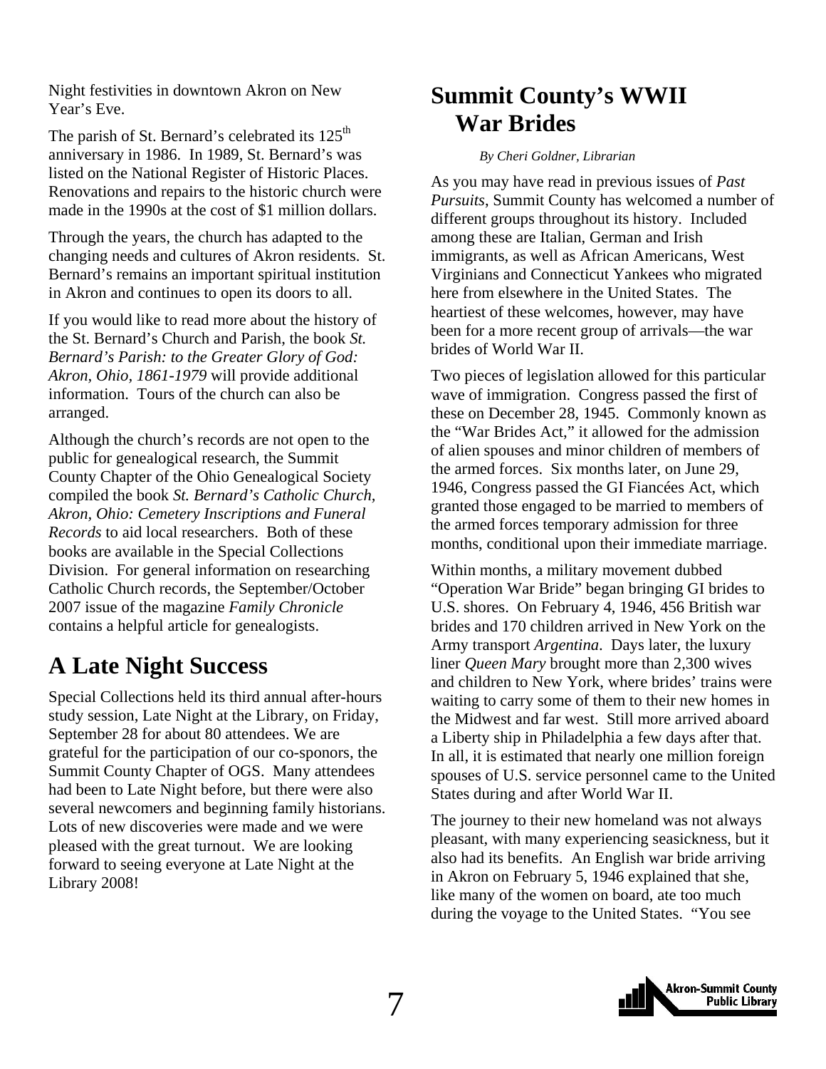Night festivities in downtown Akron on New Year's Eve.

The parish of St. Bernard's celebrated its 125th anniversary in 1986. In 1989, St. Bernard's was listed on the National Register of Historic Places. Renovations and repairs to the historic church were made in the 1990s at the cost of $1 million dollars.

Through the years, the church has adapted to the changing needs and cultures of Akron residents. St. Bernard's remains an important spiritual institution in Akron and continues to open its doors to all.

If you would like to read more about the history of the St. Bernard's Church and Parish, the book *St. Bernard's Parish: to the Greater Glory of God: Akron, Ohio, 1861-1979* will provide additional information. Tours of the church can also be arranged.

Although the church's records are not open to the public for genealogical research, the Summit County Chapter of the Ohio Genealogical Society compiled the book *St. Bernard's Catholic Church, Akron, Ohio: Cemetery Inscriptions and Funeral Records* to aid local researchers. Both of these books are available in the Special Collections Division. For general information on researching Catholic Church records, the September/October 2007 issue of the magazine *Family Chronicle* contains a helpful article for genealogists.

## A Late Night Success

Special Collections held its third annual after-hours study session, Late Night at the Library, on Friday, September 28 for about 80 attendees. We are grateful for the participation of our co-sponsors, the Summit County Chapter of OGS. Many attendees had been to Late Night before, but there were also several newcomers and beginning family historians. Lots of new discoveries were made and we were pleased with the great turnout. We are looking forward to seeing everyone at Late Night at the Library 2008!

## Summit County's WWII War Brides

*By Cheri Goldner, Librarian*

As you may have read in previous issues of *Past Pursuits*, Summit County has welcomed a number of different groups throughout its history. Included among these are Italian, German and Irish immigrants, as well as African Americans, West Virginians and Connecticut Yankees who migrated here from elsewhere in the United States. The heartiest of these welcomes, however, may have been for a more recent group of arrivals—the war brides of World War II.

Two pieces of legislation allowed for this particular wave of immigration. Congress passed the first of these on December 28, 1945. Commonly known as the "War Brides Act," it allowed for the admission of alien spouses and minor children of members of the armed forces. Six months later, on June 29, 1946, Congress passed the GI Fiancées Act, which granted those engaged to be married to members of the armed forces temporary admission for three months, conditional upon their immediate marriage.

Within months, a military movement dubbed "Operation War Bride" began bringing GI brides to U.S. shores. On February 4, 1946, 456 British war brides and 170 children arrived in New York on the Army transport *Argentina*. Days later, the luxury liner *Queen Mary* brought more than 2,300 wives and children to New York, where brides' trains were waiting to carry some of them to their new homes in the Midwest and far west. Still more arrived aboard a Liberty ship in Philadelphia a few days after that. In all, it is estimated that nearly one million foreign spouses of U.S. service personnel came to the United States during and after World War II.

The journey to their new homeland was not always pleasant, with many experiencing seasickness, but it also had its benefits. An English war bride arriving in Akron on February 5, 1946 explained that she, like many of the women on board, ate too much during the voyage to the United States. "You see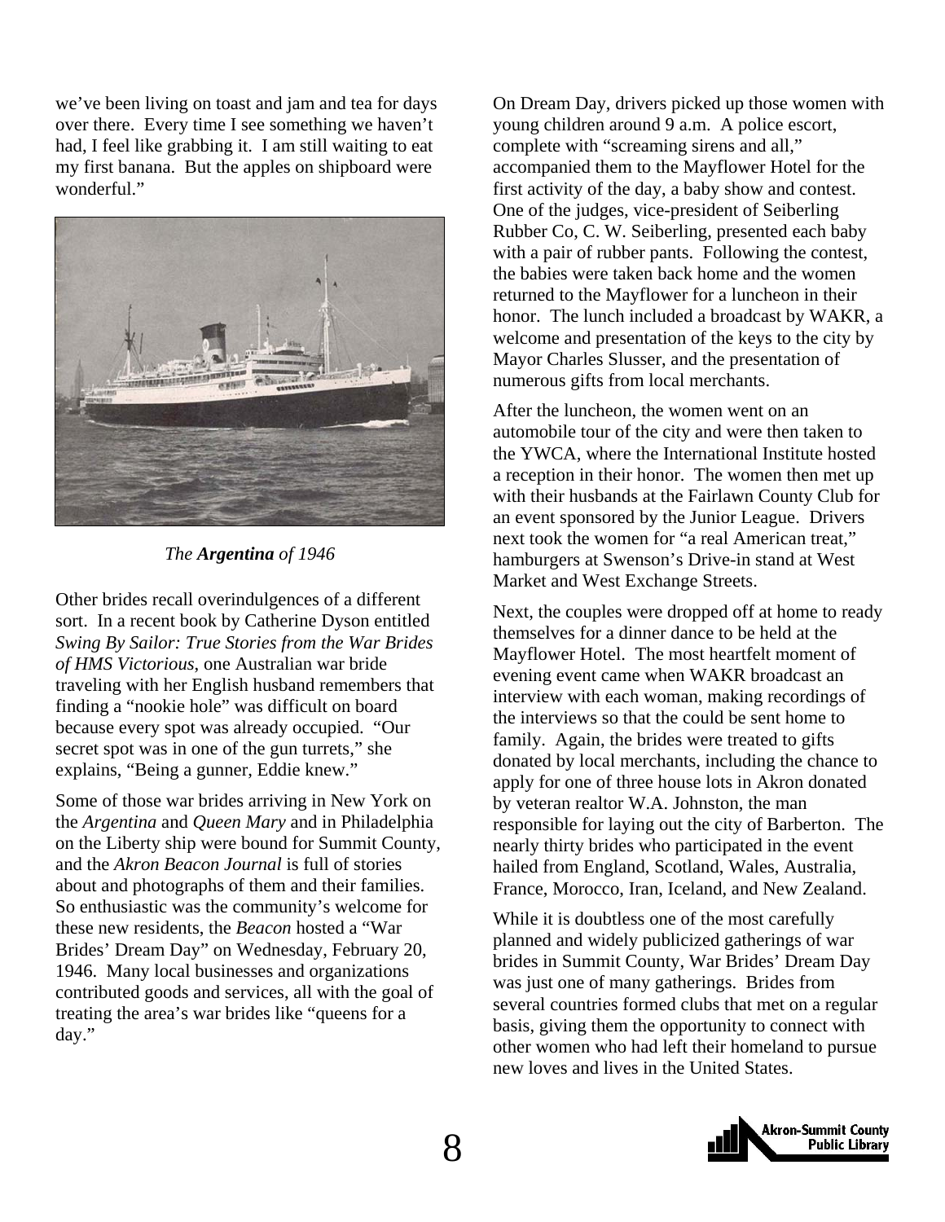we've been living on toast and jam and tea for days over there. Every time I see something we haven't had, I feel like grabbing it. I am still waiting to eat my first banana. But the apples on shipboard were wonderful."

*The **Argentina** of 1946*

Other brides recall overindulgences of a different sort. In a recent book by Catherine Dyson entitled *Swing By Sailor: True Stories from the War Brides of HMS Victorious*, one Australian war bride traveling with her English husband remembers that finding a "nookie hole" was difficult on board because every spot was already occupied. "Our secret spot was in one of the gun turrets," she explains, "Being a gunner, Eddie knew."

Some of those war brides arriving in New York on the *Argentina* and *Queen Mary* and in Philadelphia on the Liberty ship were bound for Summit County, and the *Akron Beacon Journal* is full of stories about and photographs of them and their families. So enthusiastic was the community's welcome for these new residents, the *Beacon* hosted a "War Brides' Dream Day" on Wednesday, February 20, 1946. Many local businesses and organizations contributed goods and services, all with the goal of treating the area's war brides like "queens for a day."

On Dream Day, drivers picked up those women with young children around 9 a.m. A police escort, complete with "screaming sirens and all," accompanied them to the Mayflower Hotel for the first activity of the day, a baby show and contest. One of the judges, vice-president of Seiberling Rubber Co, C. W. Seiberling, presented each baby with a pair of rubber pants. Following the contest, the babies were taken back home and the women returned to the Mayflower for a luncheon in their honor. The lunch included a broadcast by WAKR, a welcome and presentation of the keys to the city by Mayor Charles Slusser, and the presentation of numerous gifts from local merchants.

After the luncheon, the women went on an automobile tour of the city and were then taken to the YWCA, where the International Institute hosted a reception in their honor. The women then met up with their husbands at the Fairlawn County Club for an event sponsored by the Junior League. Drivers next took the women for "a real American treat," hamburgers at Swenson's Drive-in stand at West Market and West Exchange Streets.

Next, the couples were dropped off at home to ready themselves for a dinner dance to be held at the Mayflower Hotel. The most heartfelt moment of evening event came when WAKR broadcast an interview with each woman, making recordings of the interviews so that the could be sent home to family. Again, the brides were treated to gifts donated by local merchants, including the chance to apply for one of three house lots in Akron donated by veteran realtor W.A. Johnston, the man responsible for laying out the city of Barberton. The nearly thirty brides who participated in the event hailed from England, Scotland, Wales, Australia, France, Morocco, Iran, Iceland, and New Zealand.

While it is doubtless one of the most carefully planned and widely publicized gatherings of war brides in Summit County, War Brides' Dream Day was just one of many gatherings. Brides from several countries formed clubs that met on a regular basis, giving them the opportunity to connect with other women who had left their homeland to pursue new loves and lives in the United States.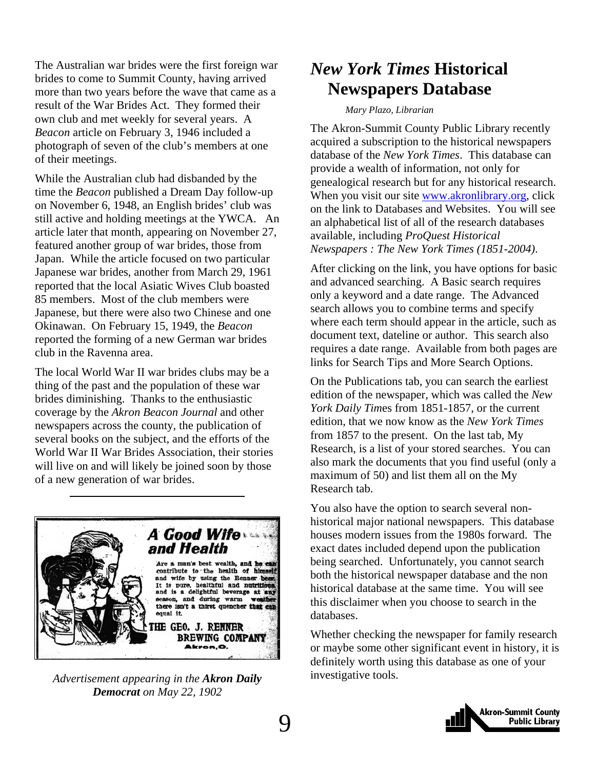The Australian war brides were the first foreign war brides to come to Summit County, having arrived more than two years before the wave that came as a result of the War Brides Act. They formed their own club and met weekly for several years. A *Beacon* article on February 3, 1946 included a photograph of seven of the club's members at one of their meetings.

While the Australian club had disbanded by the time the *Beacon* published a Dream Day follow-up on November 6, 1948, an English brides' club was still active and holding meetings at the YWCA. An article later that month, appearing on November 27, featured another group of war brides, those from Japan. While the article focused on two particular Japanese war brides, another from March 29, 1961 reported that the local Asiatic Wives Club boasted 85 members. Most of the club members were Japanese, but there were also two Chinese and one Okinawan. On February 15, 1949, the *Beacon* reported the forming of a new German war brides club in the Ravenna area.

The local World War II war brides clubs may be a thing of the past and the population of these war brides diminishing. Thanks to the enthusiastic coverage by the *Akron Beacon Journal* and other newspapers across the county, the publication of several books on the subject, and the efforts of the World War II War Brides Association, their stories will live on and will likely be joined soon by those of a new generation of war brides.

---

A Good Wife and Health

Are a man's best wealth, and he can contribute to the health of himself and wife by using the Renner beer. It is pure, healthful and nutritious and is a delightful beverage at any season, and during warm weather there isn't a thirst quencher that can equal it.

THE GEO. J. RENNER BREWING COMPANY Akron, O.

*Advertisement appearing in the **Akron Daily Democrat** on May 22, 1902*

# *New York Times* Historical Newspapers Database

*Mary Plazo, Librarian*

The Akron-Summit County Public Library recently acquired a subscription to the historical newspapers database of the *New York Times*. This database can provide a wealth of information, not only for genealogical research but for any historical research. When you visit our site www.akronlibrary.org, click on the link to Databases and Websites. You will see an alphabetical list of all of the research databases available, including *ProQuest Historical Newspapers : The New York Times (1851-2004)*.

After clicking on the link, you have options for basic and advanced searching. A Basic search requires only a keyword and a date range. The Advanced search allows you to combine terms and specify where each term should appear in the article, such as document text, dateline or author. This search also requires a date range. Available from both pages are links for Search Tips and More Search Options.

On the Publications tab, you can search the earliest edition of the newspaper, which was called the *New York Daily Tim*es from 1851-1857, or the current edition, that we now know as the *New York Times* from 1857 to the present. On the last tab, My Research, is a list of your stored searches. You can also mark the documents that you find useful (only a maximum of 50) and list them all on the My Research tab.

You also have the option to search several non-historical major national newspapers. This database houses modern issues from the 1980s forward. The exact dates included depend upon the publication being searched. Unfortunately, you cannot search both the historical newspaper database and the non historical database at the same time. You will see this disclaimer when you choose to search in the databases.

Whether checking the newspaper for family research or maybe some other significant event in history, it is definitely worth using this database as one of your investigative tools.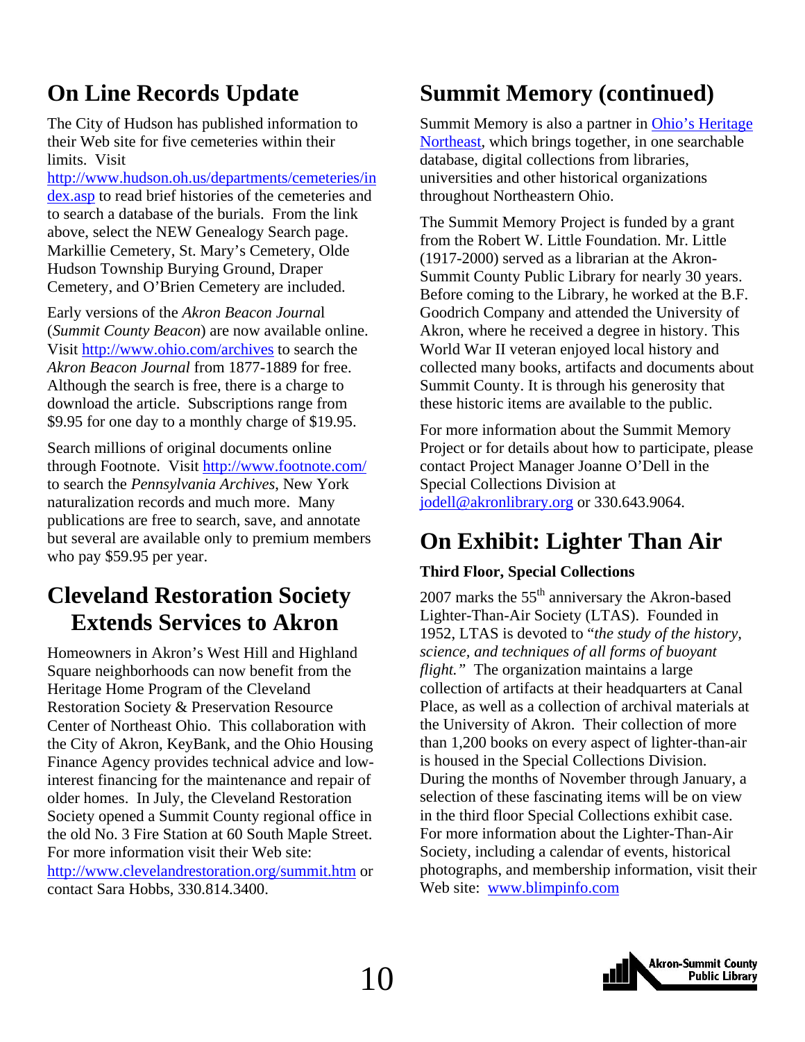## On Line Records Update

The City of Hudson has published information to their Web site for five cemeteries within their limits. Visit http://www.hudson.oh.us/departments/cemeteries/index.asp to read brief histories of the cemeteries and to search a database of the burials. From the link above, select the NEW Genealogy Search page. Markillie Cemetery, St. Mary's Cemetery, Olde Hudson Township Burying Ground, Draper Cemetery, and O'Brien Cemetery are included.

Early versions of the *Akron Beacon Journal* (*Summit County Beacon*) are now available online. Visit http://www.ohio.com/archives to search the *Akron Beacon Journal* from 1877-1889 for free. Although the search is free, there is a charge to download the article. Subscriptions range from $9.95 for one day to a monthly charge of $19.95.

Search millions of original documents online through Footnote. Visit http://www.footnote.com/ to search the *Pennsylvania Archives*, New York naturalization records and much more. Many publications are free to search, save, and annotate but several are available only to premium members who pay $59.95 per year.

## Cleveland Restoration Society Extends Services to Akron

Homeowners in Akron's West Hill and Highland Square neighborhoods can now benefit from the Heritage Home Program of the Cleveland Restoration Society & Preservation Resource Center of Northeast Ohio. This collaboration with the City of Akron, KeyBank, and the Ohio Housing Finance Agency provides technical advice and low-interest financing for the maintenance and repair of older homes. In July, the Cleveland Restoration Society opened a Summit County regional office in the old No. 3 Fire Station at 60 South Maple Street. For more information visit their Web site: http://www.clevelandrestoration.org/summit.htm or contact Sara Hobbs, 330.814.3400.

## Summit Memory (continued)

Summit Memory is also a partner in Ohio's Heritage Northeast, which brings together, in one searchable database, digital collections from libraries, universities and other historical organizations throughout Northeastern Ohio.

The Summit Memory Project is funded by a grant from the Robert W. Little Foundation. Mr. Little (1917-2000) served as a librarian at the Akron-Summit County Public Library for nearly 30 years. Before coming to the Library, he worked at the B.F. Goodrich Company and attended the University of Akron, where he received a degree in history. This World War II veteran enjoyed local history and collected many books, artifacts and documents about Summit County. It is through his generosity that these historic items are available to the public.

For more information about the Summit Memory Project or for details about how to participate, please contact Project Manager Joanne O'Dell in the Special Collections Division at jodell@akronlibrary.org or 330.643.9064.

## On Exhibit: Lighter Than Air

**Third Floor, Special Collections**

2007 marks the 55th anniversary the Akron-based Lighter-Than-Air Society (LTAS). Founded in 1952, LTAS is devoted to "*the study of the history, science, and techniques of all forms of buoyant flight.*" The organization maintains a large collection of artifacts at their headquarters at Canal Place, as well as a collection of archival materials at the University of Akron. Their collection of more than 1,200 books on every aspect of lighter-than-air is housed in the Special Collections Division. During the months of November through January, a selection of these fascinating items will be on view in the third floor Special Collections exhibit case. For more information about the Lighter-Than-Air Society, including a calendar of events, historical photographs, and membership information, visit their Web site: www.blimpinfo.com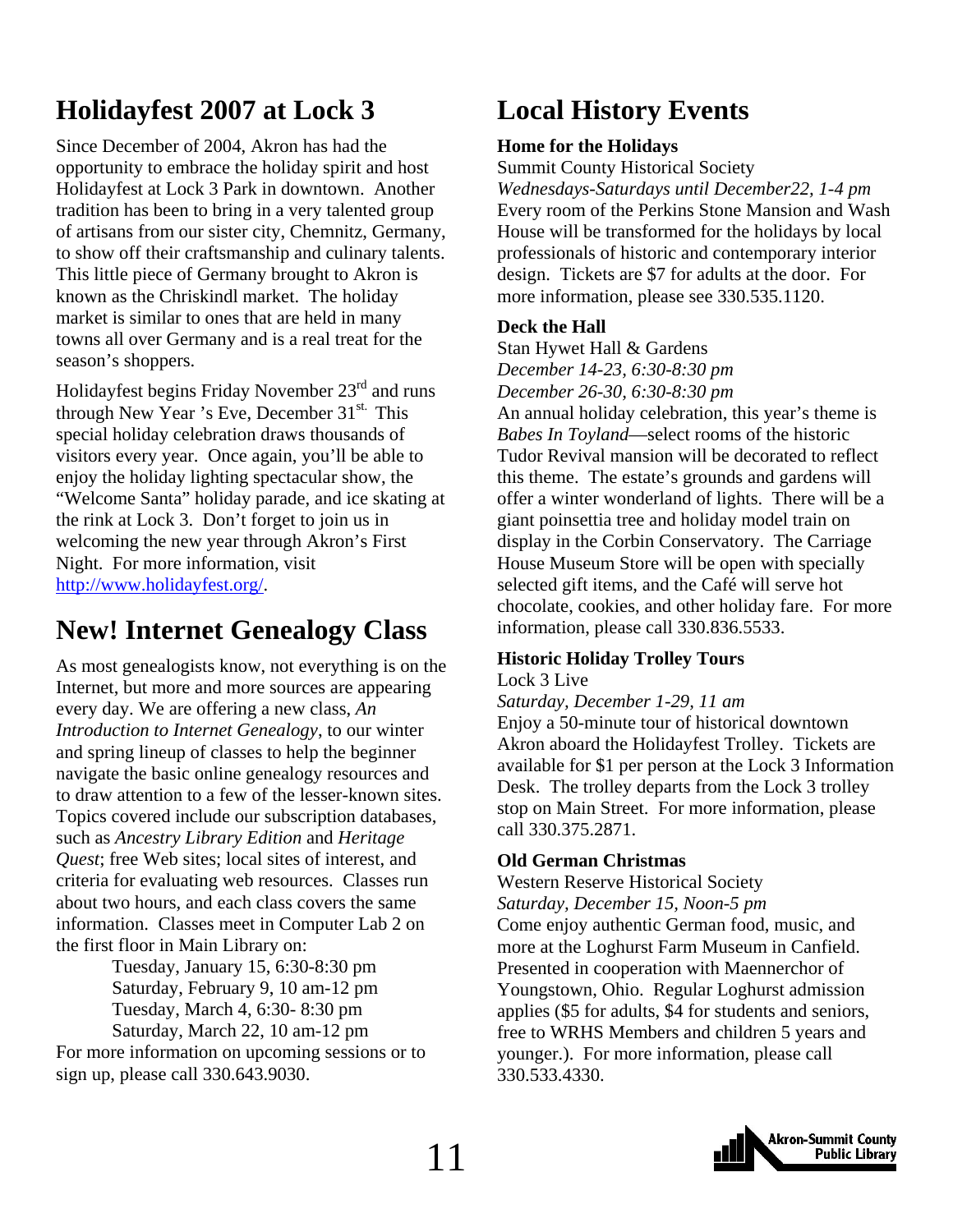# Holidayfest 2007 at Lock 3

Since December of 2004, Akron has had the opportunity to embrace the holiday spirit and host Holidayfest at Lock 3 Park in downtown. Another tradition has been to bring in a very talented group of artisans from our sister city, Chemnitz, Germany, to show off their craftsmanship and culinary talents. This little piece of Germany brought to Akron is known as the Chriskindl market. The holiday market is similar to ones that are held in many towns all over Germany and is a real treat for the season's shoppers.

Holidayfest begins Friday November 23rd and runs through New Year 's Eve, December 31st. This special holiday celebration draws thousands of visitors every year. Once again, you'll be able to enjoy the holiday lighting spectacular show, the "Welcome Santa" holiday parade, and ice skating at the rink at Lock 3. Don't forget to join us in welcoming the new year through Akron's First Night. For more information, visit http://www.holidayfest.org/.

# New! Internet Genealogy Class

As most genealogists know, not everything is on the Internet, but more and more sources are appearing every day. We are offering a new class, *An Introduction to Internet Genealogy*, to our winter and spring lineup of classes to help the beginner navigate the basic online genealogy resources and to draw attention to a few of the lesser-known sites. Topics covered include our subscription databases, such as *Ancestry Library Edition* and *Heritage Quest*; free Web sites; local sites of interest, and criteria for evaluating web resources. Classes run about two hours, and each class covers the same information. Classes meet in Computer Lab 2 on the first floor in Main Library on:

Tuesday, January 15, 6:30-8:30 pm
Saturday, February 9, 10 am-12 pm
Tuesday, March 4, 6:30- 8:30 pm
Saturday, March 22, 10 am-12 pm

For more information on upcoming sessions or to sign up, please call 330.643.9030.

# Local History Events

**Home for the Holidays**
Summit County Historical Society
*Wednesdays-Saturdays until December22, 1-4 pm*
Every room of the Perkins Stone Mansion and Wash House will be transformed for the holidays by local professionals of historic and contemporary interior design. Tickets are $7 for adults at the door. For more information, please see 330.535.1120.

**Deck the Hall**
Stan Hywet Hall & Gardens
*December 14-23, 6:30-8:30 pm*
*December 26-30, 6:30-8:30 pm*
An annual holiday celebration, this year's theme is *Babes In Toyland*—select rooms of the historic Tudor Revival mansion will be decorated to reflect this theme. The estate's grounds and gardens will offer a winter wonderland of lights. There will be a giant poinsettia tree and holiday model train on display in the Corbin Conservatory. The Carriage House Museum Store will be open with specially selected gift items, and the Café will serve hot chocolate, cookies, and other holiday fare. For more information, please call 330.836.5533.

**Historic Holiday Trolley Tours**
Lock 3 Live
*Saturday, December 1-29, 11 am*
Enjoy a 50-minute tour of historical downtown Akron aboard the Holidayfest Trolley. Tickets are available for $1 per person at the Lock 3 Information Desk. The trolley departs from the Lock 3 trolley stop on Main Street. For more information, please call 330.375.2871.

**Old German Christmas**
Western Reserve Historical Society
*Saturday, December 15, Noon-5 pm*
Come enjoy authentic German food, music, and more at the Loghurst Farm Museum in Canfield. Presented in cooperation with Maennerchor of Youngstown, Ohio. Regular Loghurst admission applies ($5 for adults, $4 for students and seniors, free to WRHS Members and children 5 years and younger.). For more information, please call 330.533.4330.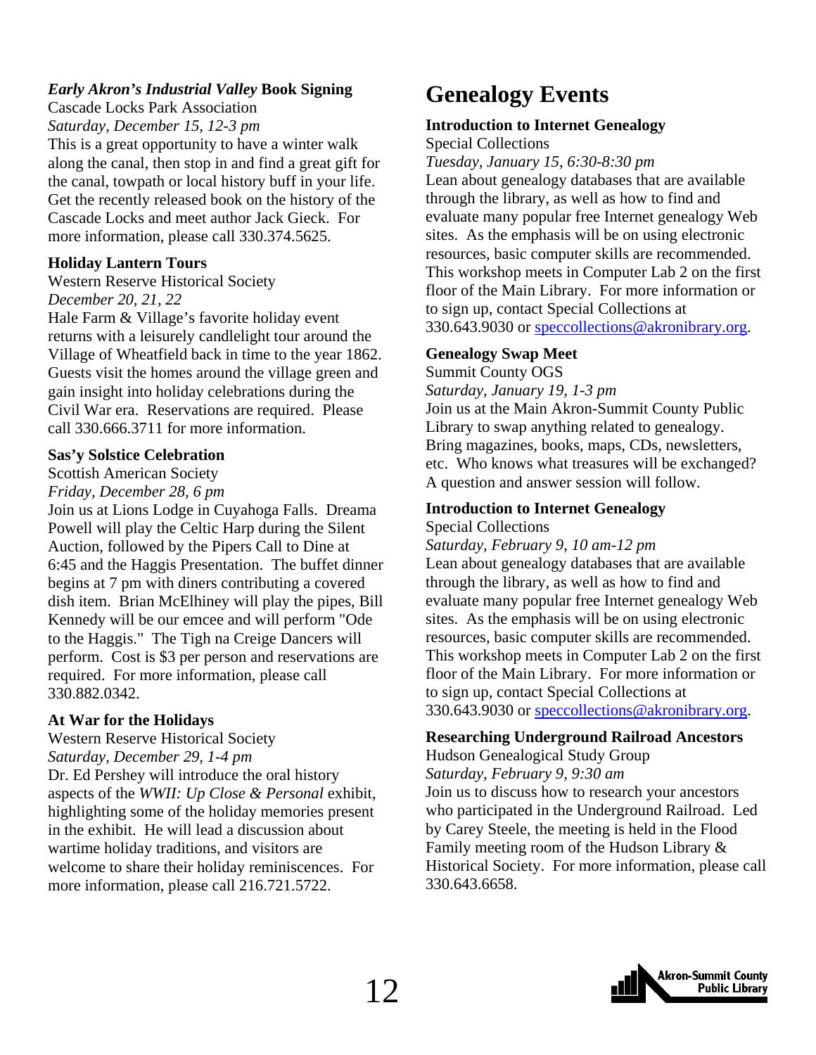***Early Akron's Industrial Valley* Book Signing**

Cascade Locks Park Association

*Saturday, December 15, 12-3 pm*

This is a great opportunity to have a winter walk along the canal, then stop in and find a great gift for the canal, towpath or local history buff in your life. Get the recently released book on the history of the Cascade Locks and meet author Jack Gieck. For more information, please call 330.374.5625.

**Holiday Lantern Tours**

Western Reserve Historical Society

*December 20, 21, 22*

Hale Farm & Village's favorite holiday event returns with a leisurely candlelight tour around the Village of Wheatfield back in time to the year 1862. Guests visit the homes around the village green and gain insight into holiday celebrations during the Civil War era. Reservations are required. Please call 330.666.3711 for more information.

**Sas'y Solstice Celebration**

Scottish American Society

*Friday, December 28, 6 pm*

Join us at Lions Lodge in Cuyahoga Falls. Dreama Powell will play the Celtic Harp during the Silent Auction, followed by the Pipers Call to Dine at 6:45 and the Haggis Presentation. The buffet dinner begins at 7 pm with diners contributing a covered dish item. Brian McElhiney will play the pipes, Bill Kennedy will be our emcee and will perform "Ode to the Haggis." The Tigh na Creige Dancers will perform. Cost is $3 per person and reservations are required. For more information, please call 330.882.0342.

**At War for the Holidays**

Western Reserve Historical Society

*Saturday, December 29, 1-4 pm*

Dr. Ed Pershey will introduce the oral history aspects of the *WWII: Up Close & Personal* exhibit, highlighting some of the holiday memories present in the exhibit. He will lead a discussion about wartime holiday traditions, and visitors are welcome to share their holiday reminiscences. For more information, please call 216.721.5722.

# Genealogy Events

**Introduction to Internet Genealogy**

Special Collections

*Tuesday, January 15, 6:30-8:30 pm*

Lean about genealogy databases that are available through the library, as well as how to find and evaluate many popular free Internet genealogy Web sites. As the emphasis will be on using electronic resources, basic computer skills are recommended. This workshop meets in Computer Lab 2 on the first floor of the Main Library. For more information or to sign up, contact Special Collections at 330.643.9030 or speccollections@akronibrary.org.

**Genealogy Swap Meet**

Summit County OGS

*Saturday, January 19, 1-3 pm*

Join us at the Main Akron-Summit County Public Library to swap anything related to genealogy. Bring magazines, books, maps, CDs, newsletters, etc. Who knows what treasures will be exchanged? A question and answer session will follow.

**Introduction to Internet Genealogy**

Special Collections

*Saturday, February 9, 10 am-12 pm*

Lean about genealogy databases that are available through the library, as well as how to find and evaluate many popular free Internet genealogy Web sites. As the emphasis will be on using electronic resources, basic computer skills are recommended. This workshop meets in Computer Lab 2 on the first floor of the Main Library. For more information or to sign up, contact Special Collections at 330.643.9030 or speccollections@akronibrary.org.

**Researching Underground Railroad Ancestors**

Hudson Genealogical Study Group

*Saturday, February 9, 9:30 am*

Join us to discuss how to research your ancestors who participated in the Underground Railroad. Led by Carey Steele, the meeting is held in the Flood Family meeting room of the Hudson Library & Historical Society. For more information, please call 330.643.6658.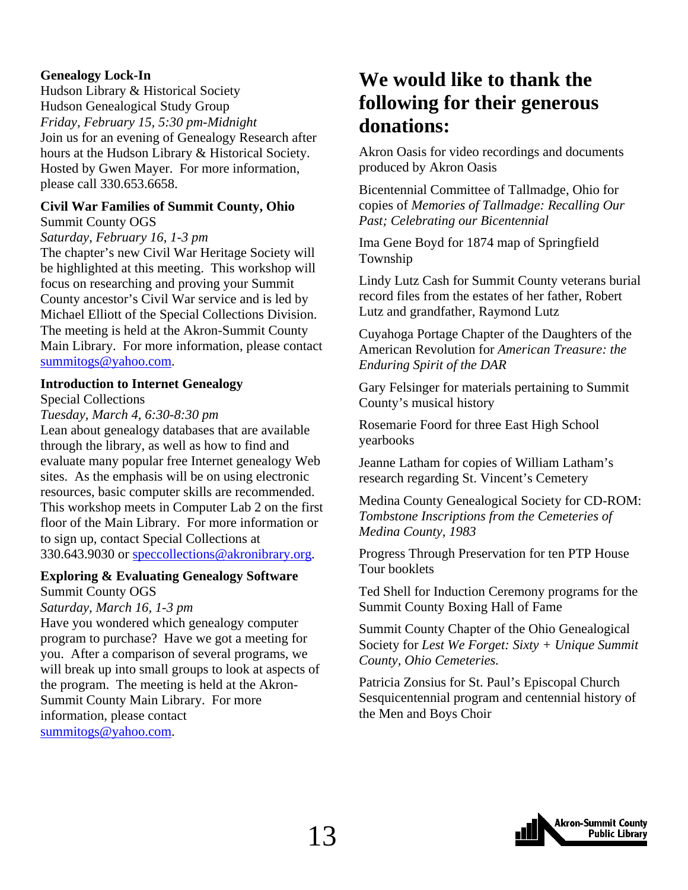**Genealogy Lock-In**
Hudson Library & Historical Society
Hudson Genealogical Study Group
*Friday, February 15, 5:30 pm-Midnight*
Join us for an evening of Genealogy Research after hours at the Hudson Library & Historical Society. Hosted by Gwen Mayer. For more information, please call 330.653.6658.

**Civil War Families of Summit County, Ohio**
Summit County OGS
*Saturday, February 16, 1-3 pm*
The chapter's new Civil War Heritage Society will be highlighted at this meeting. This workshop will focus on researching and proving your Summit County ancestor's Civil War service and is led by Michael Elliott of the Special Collections Division. The meeting is held at the Akron-Summit County Main Library. For more information, please contact summitogs@yahoo.com.

**Introduction to Internet Genealogy**
Special Collections
*Tuesday, March 4, 6:30-8:30 pm*
Lean about genealogy databases that are available through the library, as well as how to find and evaluate many popular free Internet genealogy Web sites. As the emphasis will be on using electronic resources, basic computer skills are recommended. This workshop meets in Computer Lab 2 on the first floor of the Main Library. For more information or to sign up, contact Special Collections at 330.643.9030 or speccollections@akronibrary.org.

**Exploring & Evaluating Genealogy Software**
Summit County OGS
*Saturday, March 16, 1-3 pm*
Have you wondered which genealogy computer program to purchase? Have we got a meeting for you. After a comparison of several programs, we will break up into small groups to look at aspects of the program. The meeting is held at the Akron-Summit County Main Library. For more information, please contact summitogs@yahoo.com.

# We would like to thank the following for their generous donations:

Akron Oasis for video recordings and documents produced by Akron Oasis

Bicentennial Committee of Tallmadge, Ohio for copies of *Memories of Tallmadge: Recalling Our Past; Celebrating our Bicentennial*

Ima Gene Boyd for 1874 map of Springfield Township

Lindy Lutz Cash for Summit County veterans burial record files from the estates of her father, Robert Lutz and grandfather, Raymond Lutz

Cuyahoga Portage Chapter of the Daughters of the American Revolution for *American Treasure: the Enduring Spirit of the DAR*

Gary Felsinger for materials pertaining to Summit County's musical history

Rosemarie Foord for three East High School yearbooks

Jeanne Latham for copies of William Latham's research regarding St. Vincent's Cemetery

Medina County Genealogical Society for CD-ROM: *Tombstone Inscriptions from the Cemeteries of Medina County, 1983*

Progress Through Preservation for ten PTP House Tour booklets

Ted Shell for Induction Ceremony programs for the Summit County Boxing Hall of Fame

Summit County Chapter of the Ohio Genealogical Society for *Lest We Forget: Sixty + Unique Summit County, Ohio Cemeteries.*

Patricia Zonsius for St. Paul's Episcopal Church Sesquicentennial program and centennial history of the Men and Boys Choir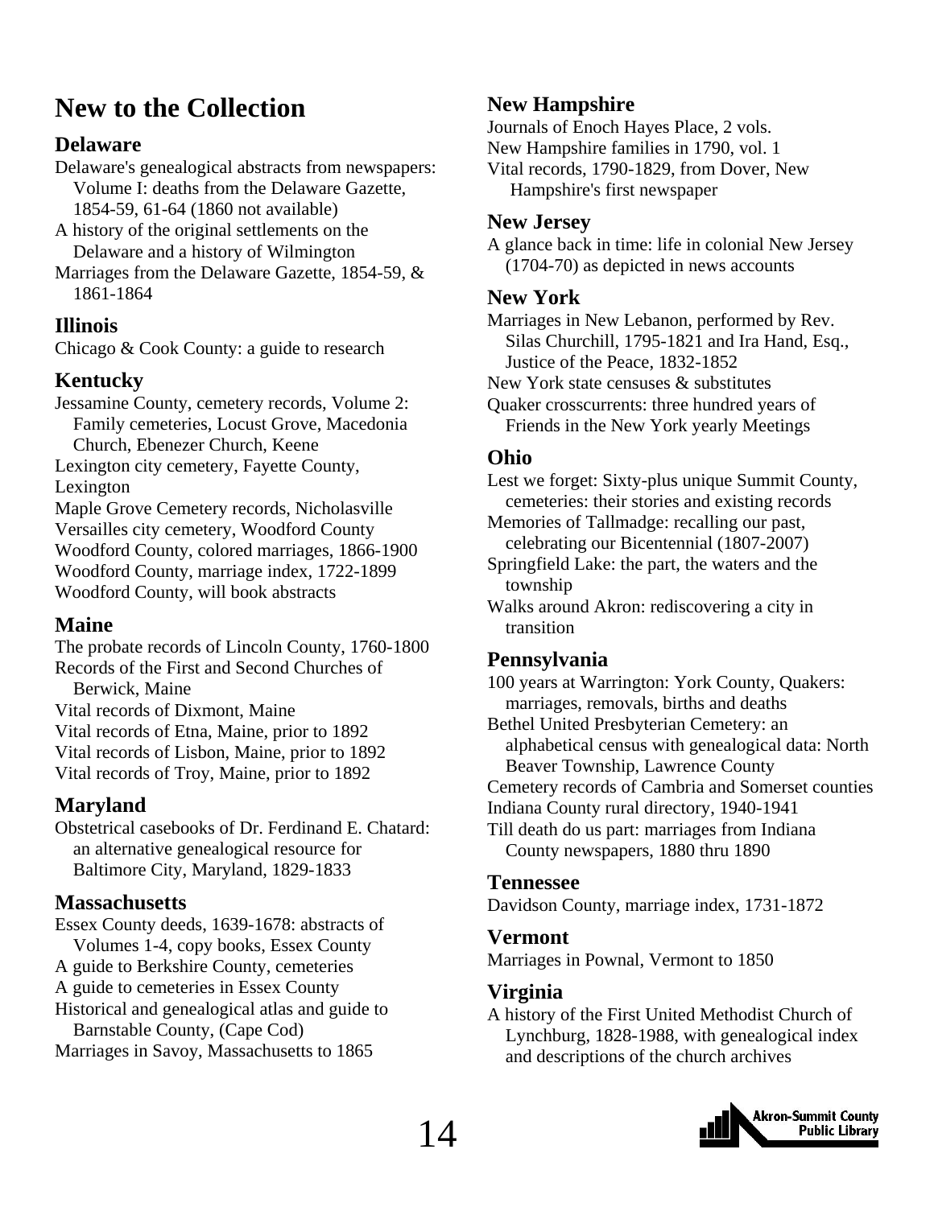# New to the Collection

## Delaware

Delaware's genealogical abstracts from newspapers: Volume I: deaths from the Delaware Gazette, 1854-59, 61-64 (1860 not available)

A history of the original settlements on the Delaware and a history of Wilmington

Marriages from the Delaware Gazette, 1854-59, & 1861-1864

## Illinois

Chicago & Cook County: a guide to research

## Kentucky

Jessamine County, cemetery records, Volume 2: Family cemeteries, Locust Grove, Macedonia Church, Ebenezer Church, Keene

Lexington city cemetery, Fayette County, Lexington

Maple Grove Cemetery records, Nicholasville

Versailles city cemetery, Woodford County

Woodford County, colored marriages, 1866-1900

Woodford County, marriage index, 1722-1899

Woodford County, will book abstracts

## Maine

The probate records of Lincoln County, 1760-1800

Records of the First and Second Churches of Berwick, Maine

Vital records of Dixmont, Maine

Vital records of Etna, Maine, prior to 1892

Vital records of Lisbon, Maine, prior to 1892

Vital records of Troy, Maine, prior to 1892

## Maryland

Obstetrical casebooks of Dr. Ferdinand E. Chatard: an alternative genealogical resource for Baltimore City, Maryland, 1829-1833

## Massachusetts

Essex County deeds, 1639-1678: abstracts of Volumes 1-4, copy books, Essex County

A guide to Berkshire County, cemeteries

A guide to cemeteries in Essex County

Historical and genealogical atlas and guide to Barnstable County, (Cape Cod)

Marriages in Savoy, Massachusetts to 1865

## New Hampshire

Journals of Enoch Hayes Place, 2 vols.

New Hampshire families in 1790, vol. 1

Vital records, 1790-1829, from Dover, New Hampshire's first newspaper

## New Jersey

A glance back in time: life in colonial New Jersey (1704-70) as depicted in news accounts

## New York

Marriages in New Lebanon, performed by Rev. Silas Churchill, 1795-1821 and Ira Hand, Esq., Justice of the Peace, 1832-1852

New York state censuses & substitutes

Quaker crosscurrents: three hundred years of Friends in the New York yearly Meetings

## Ohio

Lest we forget: Sixty-plus unique Summit County, cemeteries: their stories and existing records

Memories of Tallmadge: recalling our past, celebrating our Bicentennial (1807-2007)

Springfield Lake: the part, the waters and the township

Walks around Akron: rediscovering a city in transition

## Pennsylvania

100 years at Warrington: York County, Quakers: marriages, removals, births and deaths

Bethel United Presbyterian Cemetery: an alphabetical census with genealogical data: North Beaver Township, Lawrence County

Cemetery records of Cambria and Somerset counties

Indiana County rural directory, 1940-1941

Till death do us part: marriages from Indiana County newspapers, 1880 thru 1890

## Tennessee

Davidson County, marriage index, 1731-1872

## Vermont

Marriages in Pownal, Vermont to 1850

## Virginia

A history of the First United Methodist Church of Lynchburg, 1828-1988, with genealogical index and descriptions of the church archives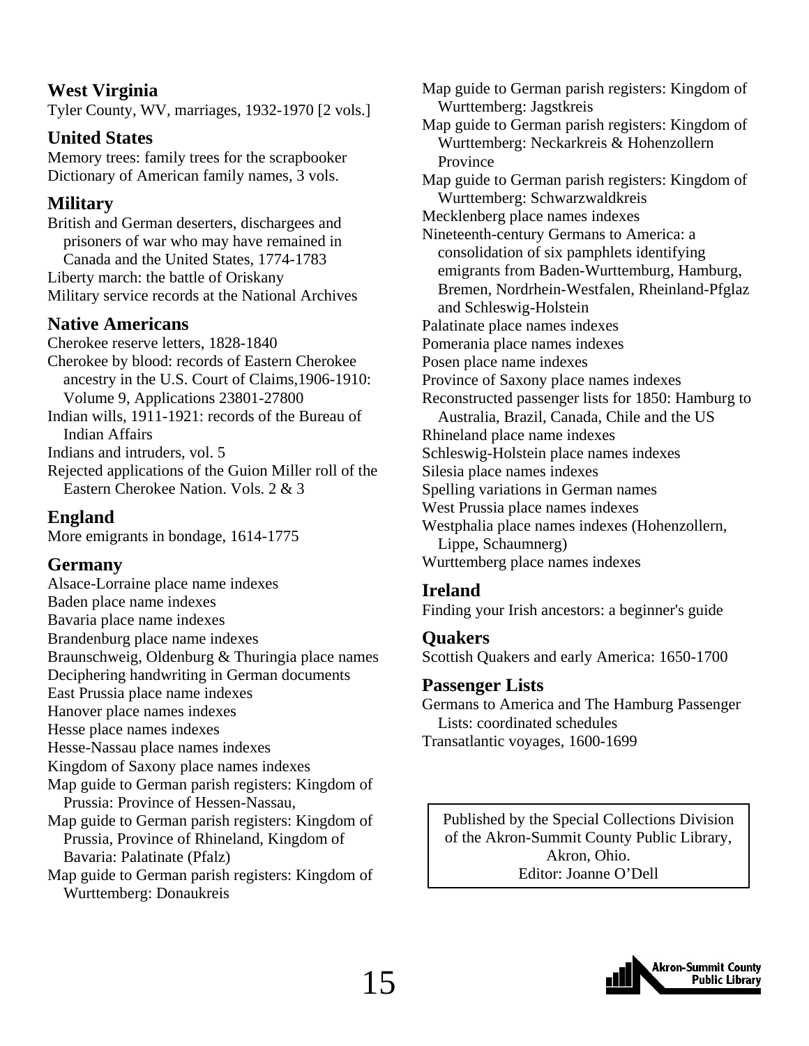## West Virginia

Tyler County, WV, marriages, 1932-1970 [2 vols.]

## United States

Memory trees: family trees for the scrapbooker
Dictionary of American family names, 3 vols.

## Military

British and German deserters, dischargees and prisoners of war who may have remained in Canada and the United States, 1774-1783
Liberty march: the battle of Oriskany
Military service records at the National Archives

## Native Americans

Cherokee reserve letters, 1828-1840
Cherokee by blood: records of Eastern Cherokee ancestry in the U.S. Court of Claims,1906-1910: Volume 9, Applications 23801-27800
Indian wills, 1911-1921: records of the Bureau of Indian Affairs
Indians and intruders, vol. 5
Rejected applications of the Guion Miller roll of the Eastern Cherokee Nation. Vols. 2 & 3

## England

More emigrants in bondage, 1614-1775

## Germany

Alsace-Lorraine place name indexes
Baden place name indexes
Bavaria place name indexes
Brandenburg place name indexes
Braunschweig, Oldenburg & Thuringia place names
Deciphering handwriting in German documents
East Prussia place name indexes
Hanover place names indexes
Hesse place names indexes
Hesse-Nassau place names indexes
Kingdom of Saxony place names indexes
Map guide to German parish registers: Kingdom of Prussia: Province of Hessen-Nassau,
Map guide to German parish registers: Kingdom of Prussia, Province of Rhineland, Kingdom of Bavaria: Palatinate (Pfalz)
Map guide to German parish registers: Kingdom of Wurttemberg: Donaukreis
Map guide to German parish registers: Kingdom of Wurttemberg: Jagstkreis
Map guide to German parish registers: Kingdom of Wurttemberg: Neckarkreis & Hohenzollern Province
Map guide to German parish registers: Kingdom of Wurttemberg: Schwarzwaldkreis
Mecklenberg place names indexes
Nineteenth-century Germans to America: a consolidation of six pamphlets identifying emigrants from Baden-Wurttemburg, Hamburg, Bremen, Nordrhein-Westfalen, Rheinland-Pfglaz and Schleswig-Holstein
Palatinate place names indexes
Pomerania place names indexes
Posen place name indexes
Province of Saxony place names indexes
Reconstructed passenger lists for 1850: Hamburg to Australia, Brazil, Canada, Chile and the US
Rhineland place name indexes
Schleswig-Holstein place names indexes
Silesia place names indexes
Spelling variations in German names
West Prussia place names indexes
Westphalia place names indexes (Hohenzollern, Lippe, Schaumnerg)
Wurttemberg place names indexes

## Ireland

Finding your Irish ancestors: a beginner's guide

## Quakers

Scottish Quakers and early America: 1650-1700

## Passenger Lists

Germans to America and The Hamburg Passenger Lists: coordinated schedules
Transatlantic voyages, 1600-1699

Published by the Special Collections Division of the Akron-Summit County Public Library, Akron, Ohio.
Editor: Joanne O'Dell

Akron-Summit County Public Library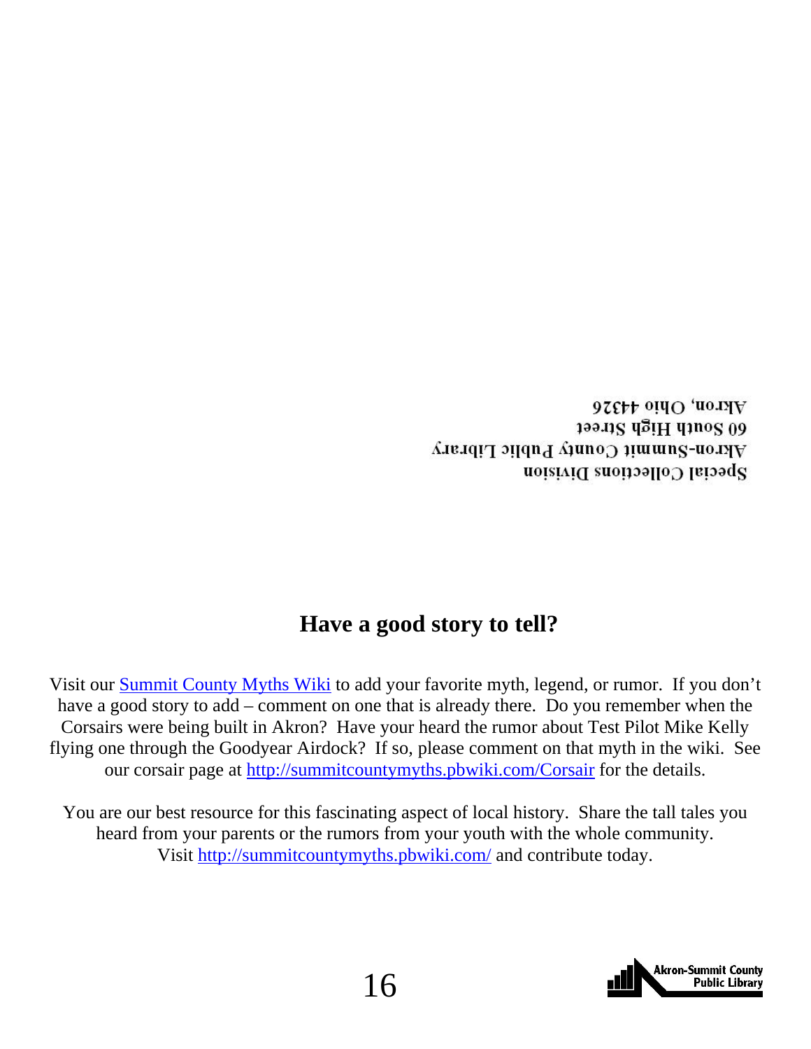Special Collections Division
Akron-Summit County Public Library
60 South High Street
Akron, Ohio 44326

## Have a good story to tell?

Visit our Summit County Myths Wiki to add your favorite myth, legend, or rumor. If you don't have a good story to add – comment on one that is already there. Do you remember when the Corsairs were being built in Akron? Have your heard the rumor about Test Pilot Mike Kelly flying one through the Goodyear Airdock? If so, please comment on that myth in the wiki. See our corsair page at http://summitcountymyths.pbwiki.com/Corsair for the details.

You are our best resource for this fascinating aspect of local history. Share the tall tales you heard from your parents or the rumors from your youth with the whole community. Visit http://summitcountymyths.pbwiki.com/ and contribute today.

Akron-Summit County Public Library